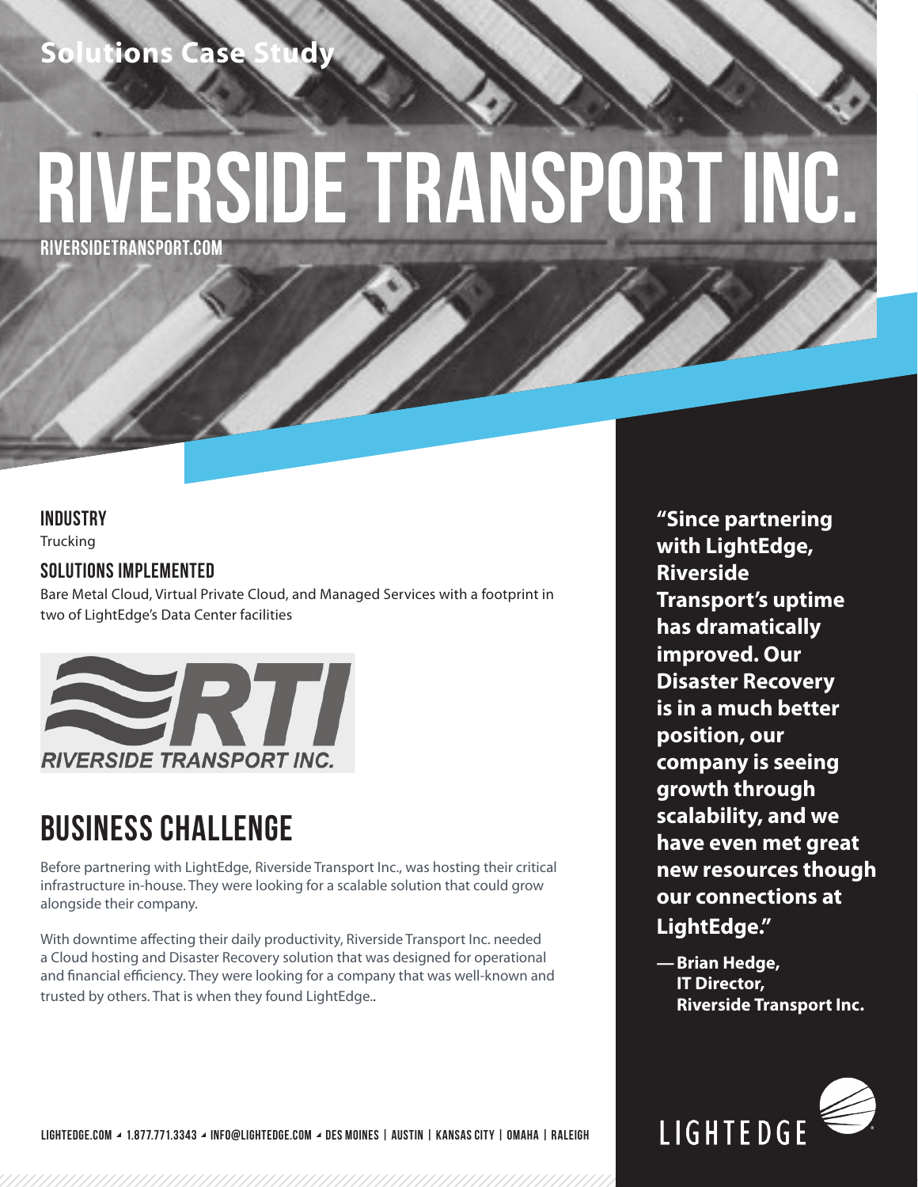Solutions Case Study

# RIVERSIDE TRANSPORT INC.

RIVERSIDETRANSPORT.COM

### INDUSTRY

Trucking

### SOLUTIONS IMPLEMENTED

Bare Metal Cloud, Virtual Private Cloud, and Managed Services with a footprint in two of LightEdge's Data Center facilities

RTI
RIVERSIDE TRANSPORT INC.

## BUSINESS CHALLENGE

Before partnering with LightEdge, Riverside Transport Inc., was hosting their critical infrastructure in-house. They were looking for a scalable solution that could grow alongside their company.

With downtime affecting their daily productivity, Riverside Transport Inc. needed a Cloud hosting and Disaster Recovery solution that was designed for operational and financial efficiency. They were looking for a company that was well-known and trusted by others. That is when they found LightEdge..

**"Since partnering with LightEdge, Riverside Transport's uptime has dramatically improved. Our Disaster Recovery is in a much better position, our company is seeing growth through scalability, and we have even met great new resources though our connections at LightEdge."**

**— Brian Hedge,
IT Director,
Riverside Transport Inc.**

LIGHTEDGE.COM ◢ 1.877.771.3343 ◢ INFO@LIGHTEDGE.COM ◢ DES MOINES | AUSTIN | KANSAS CITY | OMAHA | RALEIGH

LIGHTEDGE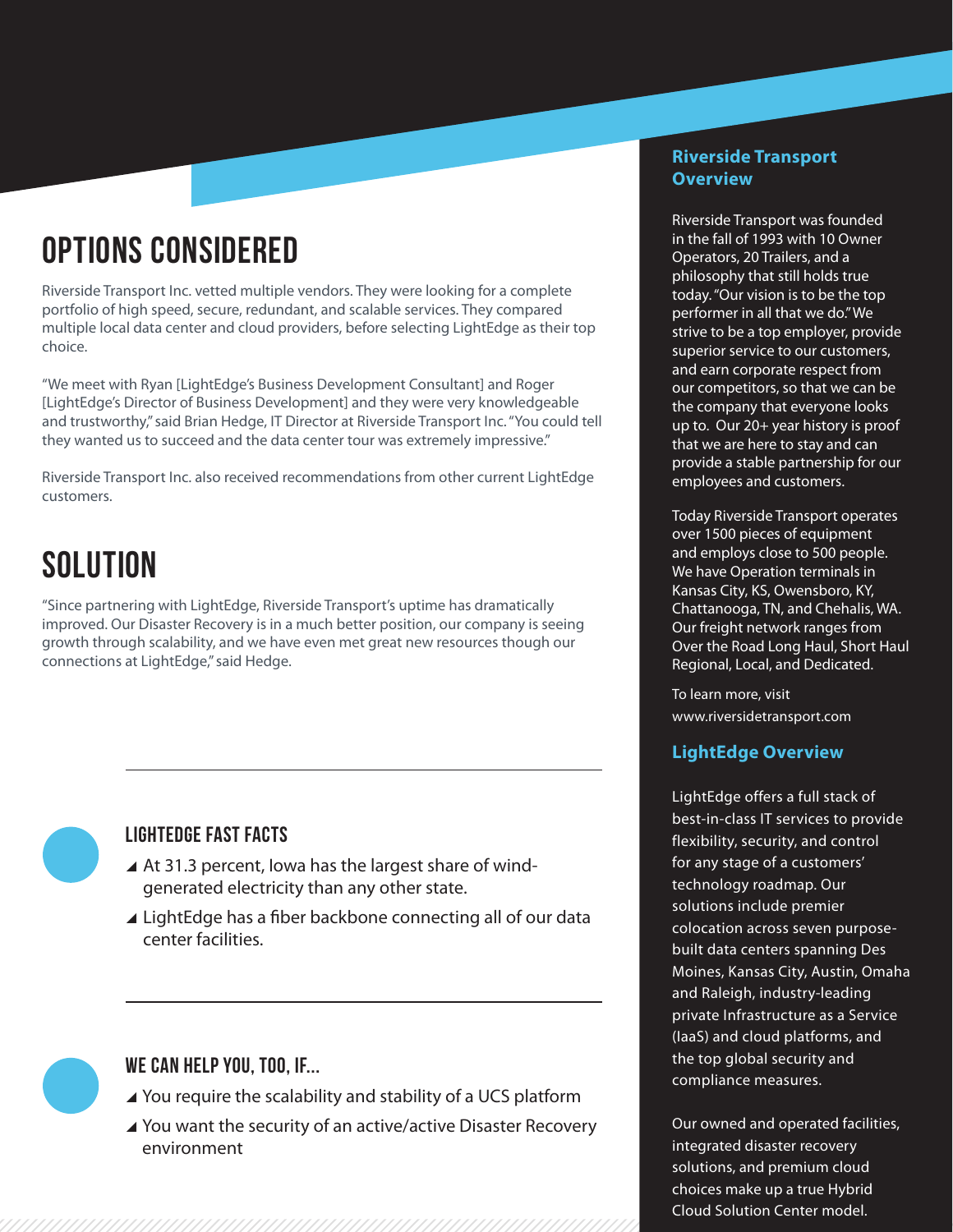## OPTIONS CONSIDERED

Riverside Transport Inc. vetted multiple vendors. They were looking for a complete portfolio of high speed, secure, redundant, and scalable services. They compared multiple local data center and cloud providers, before selecting LightEdge as their top choice.

"We meet with Ryan [LightEdge's Business Development Consultant] and Roger [LightEdge's Director of Business Development] and they were very knowledgeable and trustworthy," said Brian Hedge, IT Director at Riverside Transport Inc. "You could tell they wanted us to succeed and the data center tour was extremely impressive."

Riverside Transport Inc. also received recommendations from other current LightEdge customers.

## SOLUTION

"Since partnering with LightEdge, Riverside Transport's uptime has dramatically improved. Our Disaster Recovery is in a much better position, our company is seeing growth through scalability, and we have even met great new resources though our connections at LightEdge," said Hedge.

### LIGHTEDGE FAST FACTS

- At 31.3 percent, Iowa has the largest share of wind-generated electricity than any other state.
- LightEdge has a fiber backbone connecting all of our data center facilities.

### WE CAN HELP YOU, TOO, IF...

- You require the scalability and stability of a UCS platform
- You want the security of an active/active Disaster Recovery environment

### Riverside Transport Overview

Riverside Transport was founded in the fall of 1993 with 10 Owner Operators, 20 Trailers, and a philosophy that still holds true today. "Our vision is to be the top performer in all that we do." We strive to be a top employer, provide superior service to our customers, and earn corporate respect from our competitors, so that we can be the company that everyone looks up to. Our 20+ year history is proof that we are here to stay and can provide a stable partnership for our employees and customers.

Today Riverside Transport operates over 1500 pieces of equipment and employs close to 500 people. We have Operation terminals in Kansas City, KS, Owensboro, KY, Chattanooga, TN, and Chehalis, WA. Our freight network ranges from Over the Road Long Haul, Short Haul Regional, Local, and Dedicated.

To learn more, visit www.riversidetransport.com

### LightEdge Overview

LightEdge offers a full stack of best-in-class IT services to provide flexibility, security, and control for any stage of a customers' technology roadmap. Our solutions include premier colocation across seven purpose-built data centers spanning Des Moines, Kansas City, Austin, Omaha and Raleigh, industry-leading private Infrastructure as a Service (IaaS) and cloud platforms, and the top global security and compliance measures.

Our owned and operated facilities, integrated disaster recovery solutions, and premium cloud choices make up a true Hybrid Cloud Solution Center model.